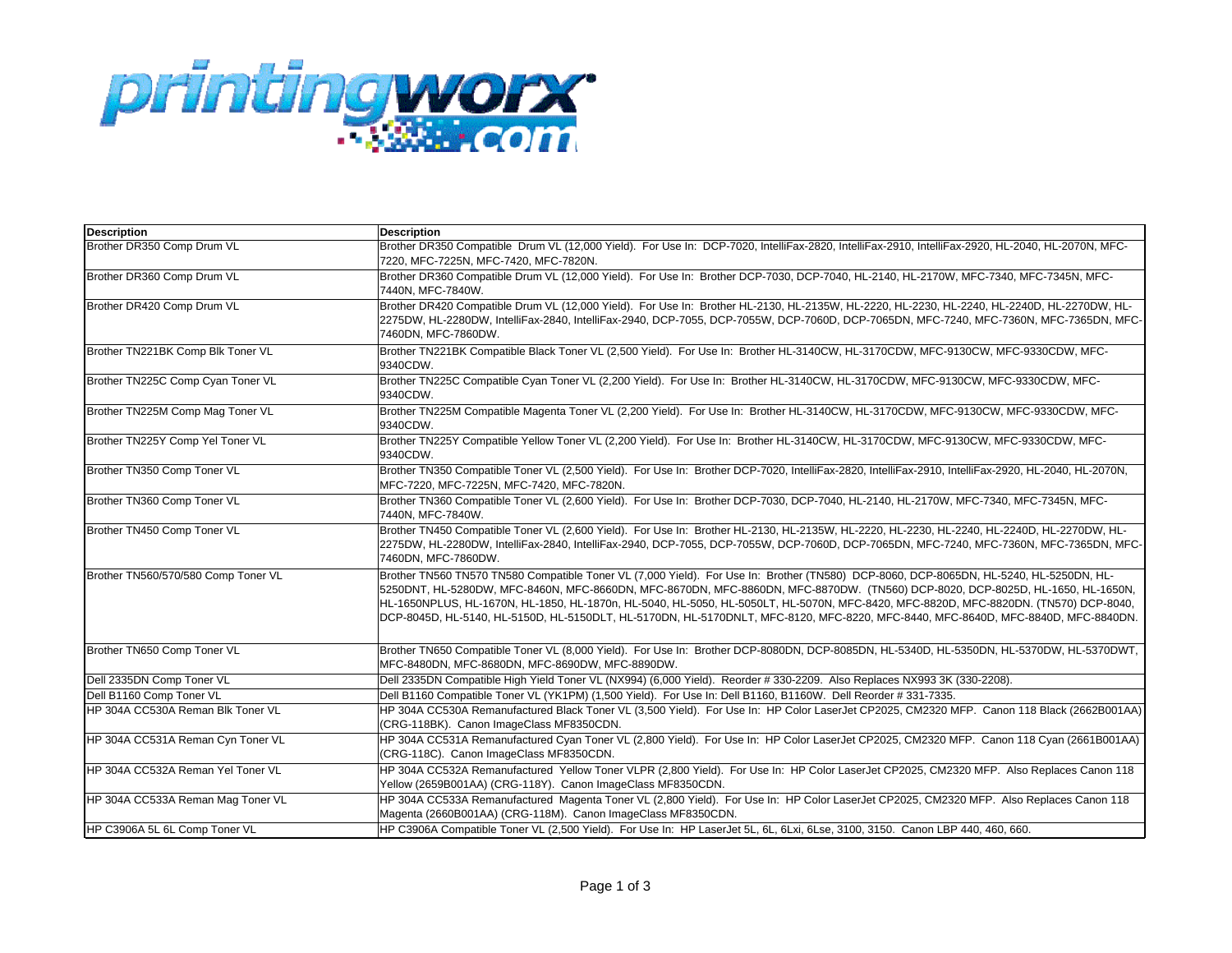| Description | Description |
| --- | --- |
| Brother DR350 Comp Drum VL | Brother DR350 Compatible Drum VL (12,000 Yield). For Use In: DCP-7020, IntelliFax-2820, IntelliFax-2910, IntelliFax-2920, HL-2040, HL-2070N, MFC-7220, MFC-7225N, MFC-7420, MFC-7820N. |
| Brother DR360 Comp Drum VL | Brother DR360 Compatible Drum VL (12,000 Yield). For Use In: Brother DCP-7030, DCP-7040, HL-2140, HL-2170W, MFC-7340, MFC-7345N, MFC-7440N, MFC-7840W. |
| Brother DR420 Comp Drum VL | Brother DR420 Compatible Drum VL (12,000 Yield). For Use In: Brother HL-2130, HL-2135W, HL-2220, HL-2230, HL-2240, HL-2240D, HL-2270DW, HL-2275DW, HL-2280DW, IntelliFax-2840, IntelliFax-2940, DCP-7055, DCP-7055W, DCP-7060D, DCP-7065DN, MFC-7240, MFC-7360N, MFC-7365DN, MFC-7460DN, MFC-7860DW. |
| Brother TN221BK Comp Blk Toner VL | Brother TN221BK Compatible Black Toner VL (2,500 Yield). For Use In: Brother HL-3140CW, HL-3170CDW, MFC-9130CW, MFC-9330CDW, MFC-9340CDW. |
| Brother TN225C Comp Cyan Toner VL | Brother TN225C Compatible Cyan Toner VL (2,200 Yield). For Use In: Brother HL-3140CW, HL-3170CDW, MFC-9130CW, MFC-9330CDW, MFC-9340CDW. |
| Brother TN225M Comp Mag Toner VL | Brother TN225M Compatible Magenta Toner VL (2,200 Yield). For Use In: Brother HL-3140CW, HL-3170CDW, MFC-9130CW, MFC-9330CDW, MFC-9340CDW. |
| Brother TN225Y Comp Yel Toner VL | Brother TN225Y Compatible Yellow Toner VL (2,200 Yield). For Use In: Brother HL-3140CW, HL-3170CDW, MFC-9130CW, MFC-9330CDW, MFC-9340CDW. |
| Brother TN350 Comp Toner VL | Brother TN350 Compatible Toner VL (2,500 Yield). For Use In: Brother DCP-7020, IntelliFax-2820, IntelliFax-2910, IntelliFax-2920, HL-2040, HL-2070N, MFC-7220, MFC-7225N, MFC-7420, MFC-7820N. |
| Brother TN360 Comp Toner VL | Brother TN360 Compatible Toner VL (2,600 Yield). For Use In: Brother DCP-7030, DCP-7040, HL-2140, HL-2170W, MFC-7340, MFC-7345N, MFC-7440N, MFC-7840W. |
| Brother TN450 Comp Toner VL | Brother TN450 Compatible Toner VL (2,600 Yield). For Use In: Brother HL-2130, HL-2135W, HL-2220, HL-2230, HL-2240, HL-2240D, HL-2270DW, HL-2275DW, HL-2280DW, IntelliFax-2840, IntelliFax-2940, DCP-7055, DCP-7055W, DCP-7060D, DCP-7065DN, MFC-7240, MFC-7360N, MFC-7365DN, MFC-7460DN, MFC-7860DW. |
| Brother TN560/570/580 Comp Toner VL | Brother TN560 TN570 TN580 Compatible Toner VL (7,000 Yield). For Use In: Brother (TN580) DCP-8060, DCP-8065DN, HL-5240, HL-5250DN, HL-5250DNT, HL-5280DW, MFC-8460N, MFC-8660DN, MFC-8670DN, MFC-8860DN, MFC-8870DW. (TN560) DCP-8020, DCP-8025D, HL-1650, HL-1650N, HL-1650NPLUS, HL-1670N, HL-1850, HL-1870n, HL-5040, HL-5050, HL-5050LT, HL-5070N, MFC-8420, MFC-8820D, MFC-8820DN. (TN570) DCP-8040, DCP-8045D, HL-5140, HL-5150D, HL-5150DLT, HL-5170DN, HL-5170DNLT, MFC-8120, MFC-8220, MFC-8440, MFC-8640D, MFC-8840D, MFC-8840DN. |
| Brother TN650 Comp Toner VL | Brother TN650 Compatible Toner VL (8,000 Yield). For Use In: Brother DCP-8080DN, DCP-8085DN, HL-5340D, HL-5350DN, HL-5370DW, HL-5370DWT, MFC-8480DN, MFC-8680DN, MFC-8690DW, MFC-8890DW. |
| Dell 2335DN Comp Toner VL | Dell 2335DN Compatible High Yield Toner VL (NX994) (6,000 Yield). Reorder # 330-2209. Also Replaces NX993 3K (330-2208). |
| Dell B1160 Comp Toner VL | Dell B1160 Compatible Toner VL (YK1PM) (1,500 Yield). For Use In: Dell B1160, B1160W. Dell Reorder # 331-7335. |
| HP 304A CC530A Reman Blk Toner VL | HP 304A CC530A Remanufactured Black Toner VL (3,500 Yield). For Use In: HP Color LaserJet CP2025, CM2320 MFP. Canon 118 Black (2662B001AA) (CRG-118BK). Canon ImageClass MF8350CDN. |
| HP 304A CC531A Reman Cyn Toner VL | HP 304A CC531A Remanufactured Cyan Toner VL (2,800 Yield). For Use In: HP Color LaserJet CP2025, CM2320 MFP. Canon 118 Cyan (2661B001AA) (CRG-118C). Canon ImageClass MF8350CDN. |
| HP 304A CC532A Reman Yel Toner VL | HP 304A CC532A Remanufactured Yellow Toner VLPR (2,800 Yield). For Use In: HP Color LaserJet CP2025, CM2320 MFP. Also Replaces Canon 118 Yellow (2659B001AA) (CRG-118Y). Canon ImageClass MF8350CDN. |
| HP 304A CC533A Reman Mag Toner VL | HP 304A CC533A Remanufactured Magenta Toner VL (2,800 Yield). For Use In: HP Color LaserJet CP2025, CM2320 MFP. Also Replaces Canon 118 Magenta (2660B001AA) (CRG-118M). Canon ImageClass MF8350CDN. |
| HP C3906A 5L 6L Comp Toner VL | HP C3906A Compatible Toner VL (2,500 Yield). For Use In: HP LaserJet 5L, 6L, 6Lxi, 6Lse, 3100, 3150. Canon LBP 440, 460, 660. |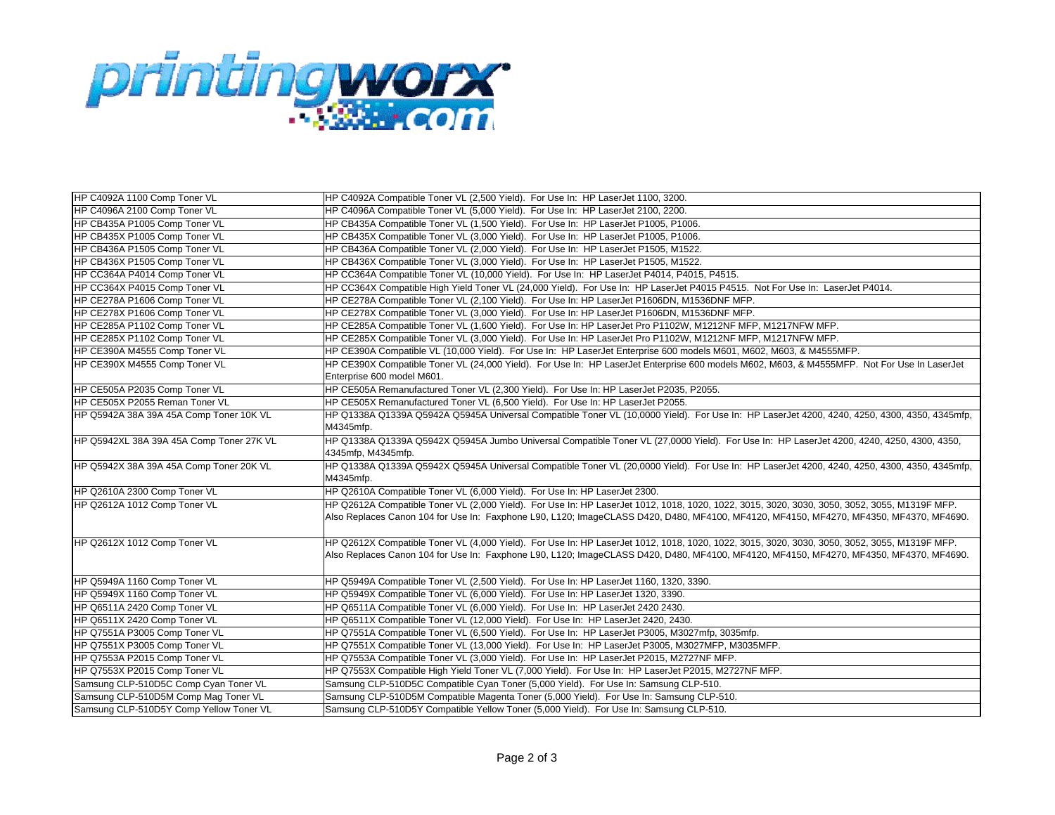| HP C4092A 1100 Comp Toner VL | HP C4092A Compatible Toner VL (2,500 Yield).  For Use In:  HP LaserJet 1100, 3200. |
|---|---|
| HP C4096A 2100 Comp Toner VL | HP C4096A Compatible Toner VL (5,000 Yield).  For Use In:  HP LaserJet 2100, 2200. |
| HP CB435A P1005 Comp Toner VL | HP CB435A Compatible Toner VL (1,500 Yield).  For Use In:  HP LaserJet P1005, P1006. |
| HP CB435X P1005 Comp Toner VL | HP CB435X Compatible Toner VL (3,000 Yield).  For Use In:  HP LaserJet P1005, P1006. |
| HP CB436A P1505 Comp Toner VL | HP CB436A Compatible Toner VL (2,000 Yield).  For Use In:  HP LaserJet P1505, M1522. |
| HP CB436X P1505 Comp Toner VL | HP CB436X Compatible Toner VL (3,000 Yield).  For Use In:  HP LaserJet P1505, M1522. |
| HP CC364A P4014 Comp Toner VL | HP CC364A Compatible Toner VL (10,000 Yield).  For Use In:  HP LaserJet P4014, P4015, P4515. |
| HP CC364X P4015 Comp Toner VL | HP CC364X Compatible High Yield Toner VL (24,000 Yield).  For Use In:  HP LaserJet P4015 P4515.  Not For Use In:  LaserJet P4014. |
| HP CE278A P1606 Comp Toner VL | HP CE278A Compatible Toner VL (2,100 Yield).  For Use In: HP LaserJet P1606DN, M1536DNF MFP. |
| HP CE278X P1606 Comp Toner VL | HP CE278X Compatible Toner VL (3,000 Yield).  For Use In: HP LaserJet P1606DN, M1536DNF MFP. |
| HP CE285A P1102 Comp Toner VL | HP CE285A Compatible Toner VL (1,600 Yield).  For Use In: HP LaserJet Pro P1102W, M1212NF MFP, M1217NFW MFP. |
| HP CE285X P1102 Comp Toner VL | HP CE285X Compatible Toner VL (3,000 Yield).  For Use In: HP LaserJet Pro P1102W, M1212NF MFP, M1217NFW MFP. |
| HP CE390A M4555 Comp Toner VL | HP CE390A Compatible VL (10,000 Yield).  For Use In:  HP LaserJet Enterprise 600 models M601, M602, M603, & M4555MFP. |
| HP CE390X M4555 Comp Toner VL | HP CE390X Compatible Toner VL (24,000 Yield).  For Use In:  HP LaserJet Enterprise 600 models M602, M603, & M4555MFP.  Not For Use In LaserJet Enterprise 600 model M601. |
| HP CE505A P2035 Comp Toner VL | HP CE505A Remanufactured Toner VL (2,300 Yield).  For Use In: HP LaserJet P2035, P2055. |
| HP CE505X P2055 Reman Toner VL | HP CE505X Remanufactured Toner VL (6,500 Yield).  For Use In: HP LaserJet P2055. |
| HP Q5942A 38A 39A 45A Comp Toner 10K VL | HP Q1338A Q1339A Q5942A Q5945A Universal Compatible Toner VL (10,0000 Yield).  For Use In:  HP LaserJet 4200, 4240, 4250, 4300, 4350, 4345mfp, M4345mfp. |
| HP Q5942XL 38A 39A 45A Comp Toner 27K VL | HP Q1338A Q1339A Q5942X Q5945A Jumbo Universal Compatible Toner VL (27,0000 Yield).  For Use In:  HP LaserJet 4200, 4240, 4250, 4300, 4350, 4345mfp, M4345mfp. |
| HP Q5942X 38A 39A 45A Comp Toner 20K VL | HP Q1338A Q1339A Q5942X Q5945A Universal Compatible Toner VL (20,0000 Yield).  For Use In:  HP LaserJet 4200, 4240, 4250, 4300, 4350, 4345mfp, M4345mfp. |
| HP Q2610A 2300 Comp Toner VL | HP Q2610A Compatible Toner VL (6,000 Yield).  For Use In: HP LaserJet 2300. |
| HP Q2612A 1012 Comp Toner VL | HP Q2612A Compatible Toner VL (2,000 Yield).  For Use In: HP LaserJet 1012, 1018, 1020, 1022, 3015, 3020, 3030, 3050, 3052, 3055, M1319F MFP.  Also Replaces Canon 104 for Use In:  Faxphone L90, L120; ImageCLASS D420, D480, MF4100, MF4120, MF4150, MF4270, MF4350, MF4370, MF4690. |
| HP Q2612X 1012 Comp Toner VL | HP Q2612X Compatible Toner VL (4,000 Yield).  For Use In: HP LaserJet 1012, 1018, 1020, 1022, 3015, 3020, 3030, 3050, 3052, 3055, M1319F MFP.  Also Replaces Canon 104 for Use In:  Faxphone L90, L120; ImageCLASS D420, D480, MF4100, MF4120, MF4150, MF4270, MF4350, MF4370, MF4690. |
| HP Q5949A 1160 Comp Toner VL | HP Q5949A Compatible Toner VL (2,500 Yield).  For Use In: HP LaserJet 1160, 1320, 3390. |
| HP Q5949X 1160 Comp Toner VL | HP Q5949X Compatible Toner VL (6,000 Yield).  For Use In: HP LaserJet 1320, 3390. |
| HP Q6511A 2420 Comp Toner VL | HP Q6511A Compatible Toner VL (6,000 Yield).  For Use In:  HP LaserJet 2420 2430. |
| HP Q6511X 2420 Comp Toner VL | HP Q6511X Compatible Toner VL (12,000 Yield).  For Use In:  HP LaserJet 2420, 2430. |
| HP Q7551A P3005 Comp Toner VL | HP Q7551A Compatible Toner VL (6,500 Yield).  For Use In: HP LaserJet P3005, M3027mfp, 3035mfp. |
| HP Q7551X P3005 Comp Toner VL | HP Q7551X Compatible Toner VL (13,000 Yield).  For Use In:  HP LaserJet P3005, M3027MFP, M3035MFP. |
| HP Q7553A P2015 Comp Toner VL | HP Q7553A Compatible Toner VL (3,000 Yield).  For Use In:  HP LaserJet P2015, M2727NF MFP. |
| HP Q7553X P2015 Comp Toner VL | HP Q7553X Compatible High Yield Toner VL (7,000 Yield).  For Use In:  HP LaserJet P2015, M2727NF MFP. |
| Samsung CLP-510D5C Comp Cyan Toner VL | Samsung CLP-510D5C Compatible Cyan Toner (5,000 Yield).  For Use In: Samsung CLP-510. |
| Samsung CLP-510D5M Comp Mag Toner VL | Samsung CLP-510D5M Compatible Magenta Toner (5,000 Yield).  For Use In: Samsung CLP-510. |
| Samsung CLP-510D5Y Comp Yellow Toner VL | Samsung CLP-510D5Y Compatible Yellow Toner (5,000 Yield).  For Use In: Samsung CLP-510. |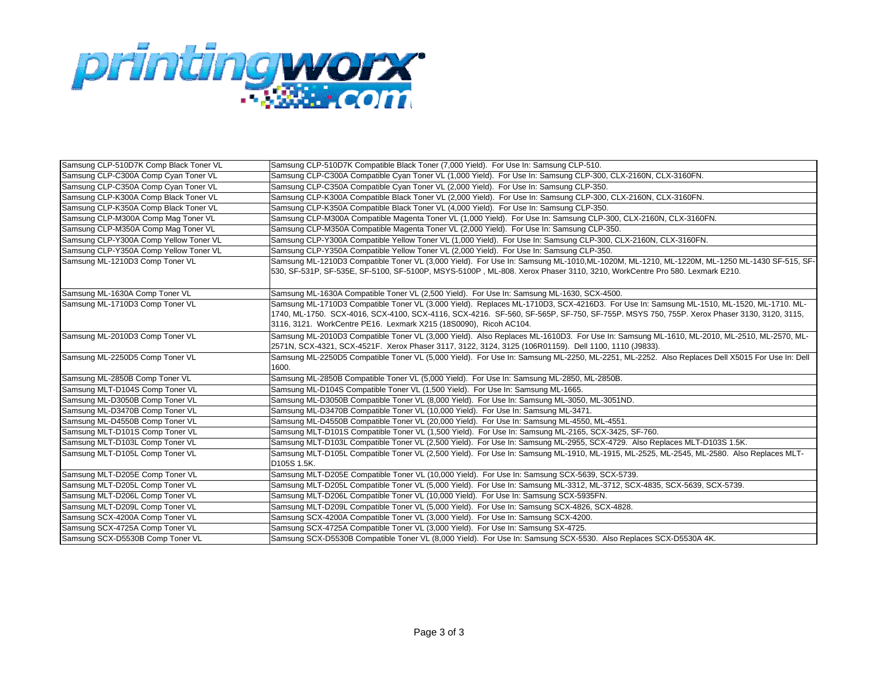| | |
|---|---|
| Samsung CLP-510D7K Comp Black Toner VL | Samsung CLP-510D7K Compatible Black Toner (7,000 Yield). For Use In: Samsung CLP-510. |
| Samsung CLP-C300A Comp Cyan Toner VL | Samsung CLP-C300A Compatible Cyan Toner VL (1,000 Yield). For Use In: Samsung CLP-300, CLX-2160N, CLX-3160FN. |
| Samsung CLP-C350A Comp Cyan Toner VL | Samsung CLP-C350A Compatible Cyan Toner VL (2,000 Yield). For Use In: Samsung CLP-350. |
| Samsung CLP-K300A Comp Black Toner VL | Samsung CLP-K300A Compatible Black Toner VL (2,000 Yield). For Use In: Samsung CLP-300, CLX-2160N, CLX-3160FN. |
| Samsung CLP-K350A Comp Black Toner VL | Samsung CLP-K350A Compatible Black Toner VL (4,000 Yield). For Use In: Samsung CLP-350. |
| Samsung CLP-M300A Comp Mag Toner VL | Samsung CLP-M300A Compatible Magenta Toner VL (1,000 Yield). For Use In: Samsung CLP-300, CLX-2160N, CLX-3160FN. |
| Samsung CLP-M350A Comp Mag Toner VL | Samsung CLP-M350A Compatible Magenta Toner VL (2,000 Yield). For Use In: Samsung CLP-350. |
| Samsung CLP-Y300A Comp Yellow Toner VL | Samsung CLP-Y300A Compatible Yellow Toner VL (1,000 Yield). For Use In: Samsung CLP-300, CLX-2160N, CLX-3160FN. |
| Samsung CLP-Y350A Comp Yellow Toner VL | Samsung CLP-Y350A Compatible Yellow Toner VL (2,000 Yield). For Use In: Samsung CLP-350. |
| Samsung ML-1210D3 Comp Toner VL | Samsung ML-1210D3 Compatible Toner VL (3,000 Yield). For Use In: Samsung ML-1010,ML-1020M, ML-1210, ML-1220M, ML-1250 ML-1430 SF-515, SF-530, SF-531P, SF-535E, SF-5100, SF-5100P, MSYS-5100P , ML-808. Xerox Phaser 3110, 3210, WorkCentre Pro 580. Lexmark E210. |
| Samsung ML-1630A Comp Toner VL | Samsung ML-1630A Compatible Toner VL (2,500 Yield). For Use In: Samsung ML-1630, SCX-4500. |
| Samsung ML-1710D3 Comp Toner VL | Samsung ML-1710D3 Compatible Toner VL (3.000 Yield). Replaces ML-1710D3, SCX-4216D3. For Use In: Samsung ML-1510, ML-1520, ML-1710. ML-1740, ML-1750. SCX-4016, SCX-4100, SCX-4116, SCX-4216. SF-560, SF-565P, SF-750, SF-755P. MSYS 750, 755P. Xerox Phaser 3130, 3120, 3115, 3116, 3121. WorkCentre PE16. Lexmark X215 (18S0090), Ricoh AC104. |
| Samsung ML-2010D3 Comp Toner VL | Samsung ML-2010D3 Compatible Toner VL (3,000 Yield). Also Replaces ML-1610D3. For Use In: Samsung ML-1610, ML-2010, ML-2510, ML-2570, ML-2571N, SCX-4321, SCX-4521F. Xerox Phaser 3117, 3122, 3124, 3125 (106R01159). Dell 1100, 1110 (J9833). |
| Samsung ML-2250D5 Comp Toner VL | Samsung ML-2250D5 Compatible Toner VL (5,000 Yield). For Use In: Samsung ML-2250, ML-2251, ML-2252. Also Replaces Dell X5015 For Use In: Dell 1600. |
| Samsung ML-2850B Comp Toner VL | Samsung ML-2850B Compatible Toner VL (5,000 Yield). For Use In: Samsung ML-2850, ML-2850B. |
| Samsung MLT-D104S Comp Toner VL | Samsung ML-D104S Compatible Toner VL (1,500 Yield). For Use In: Samsung ML-1665. |
| Samsung ML-D3050B Comp Toner VL | Samsung ML-D3050B Compatible Toner VL (8,000 Yield). For Use In: Samsung ML-3050, ML-3051ND. |
| Samsung ML-D3470B Comp Toner VL | Samsung ML-D3470B Compatible Toner VL (10,000 Yield). For Use In: Samsung ML-3471. |
| Samsung ML-D4550B Comp Toner VL | Samsung ML-D4550B Compatible Toner VL (20,000 Yield). For Use In: Samsung ML-4550, ML-4551. |
| Samsung MLT-D101S Comp Toner VL | Samsung MLT-D101S Compatible Toner VL (1,500 Yield). For Use In: Samsung ML-2165, SCX-3425, SF-760. |
| Samsung MLT-D103L Comp Toner VL | Samsung MLT-D103L Compatible Toner VL (2,500 Yield). For Use In: Samsung ML-2955, SCX-4729. Also Replaces MLT-D103S 1.5K. |
| Samsung MLT-D105L Comp Toner VL | Samsung MLT-D105L Compatible Toner VL (2,500 Yield). For Use In: Samsung ML-1910, ML-1915, ML-2525, ML-2545, ML-2580. Also Replaces MLT-D105S 1.5K. |
| Samsung MLT-D205E Comp Toner VL | Samsung MLT-D205E Compatible Toner VL (10,000 Yield). For Use In: Samsung SCX-5639, SCX-5739. |
| Samsung MLT-D205L Comp Toner VL | Samsung MLT-D205L Compatible Toner VL (5,000 Yield). For Use In: Samsung ML-3312, ML-3712, SCX-4835, SCX-5639, SCX-5739. |
| Samsung MLT-D206L Comp Toner VL | Samsung MLT-D206L Compatible Toner VL (10,000 Yield). For Use In: Samsung SCX-5935FN. |
| Samsung MLT-D209L Comp Toner VL | Samsung MLT-D209L Compatible Toner VL (5,000 Yield). For Use In: Samsung SCX-4826, SCX-4828. |
| Samsung SCX-4200A Comp Toner VL | Samsung SCX-4200A Compatible Toner VL (3,000 Yield). For Use In: Samsung SCX-4200. |
| Samsung SCX-4725A Comp Toner VL | Samsung SCX-4725A Compatible Toner VL (3,000 Yield). For Use In: Samsung SX-4725. |
| Samsung SCX-D5530B Comp Toner VL | Samsung SCX-D5530B Compatible Toner VL (8,000 Yield). For Use In: Samsung SCX-5530. Also Replaces SCX-D5530A 4K. |